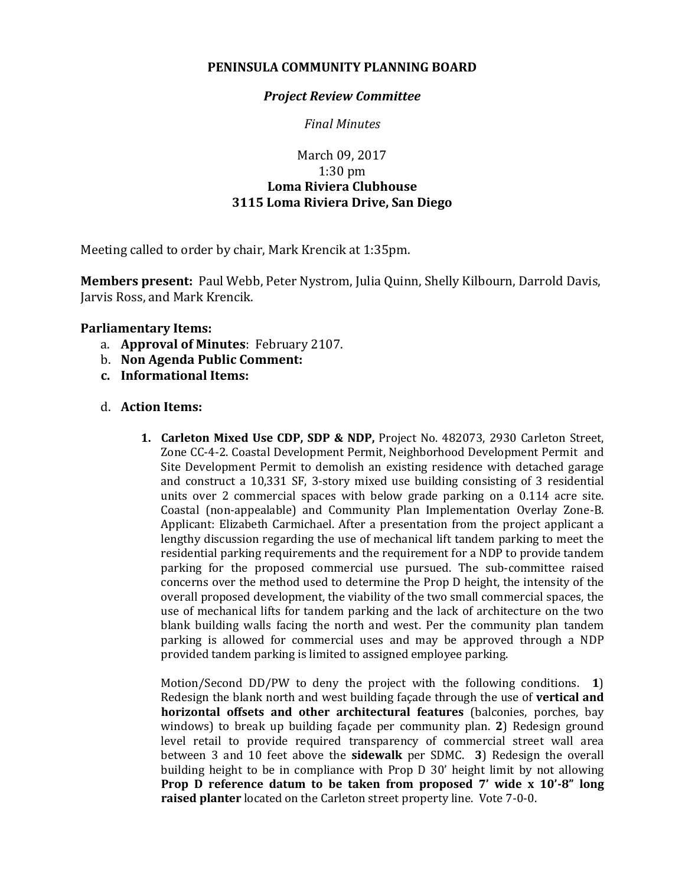**PENINSULA COMMUNITY PLANNING BOARD**

***Project Review Committee***

*Final Minutes*

March 09, 2017
1:30 pm
**Loma Riviera Clubhouse**
**3115 Loma Riviera Drive, San Diego**

Meeting called to order by chair, Mark Krencik at 1:35pm.

**Members present:** Paul Webb, Peter Nystrom, Julia Quinn, Shelly Kilbourn, Darrold Davis, Jarvis Ross, and Mark Krencik.

**Parliamentary Items:**

a. **Approval of Minutes**: February 2107.
b. **Non Agenda Public Comment:**
c. **Informational Items:**

d. **Action Items:**

1. **Carleton Mixed Use CDP, SDP & NDP,** Project No. 482073, 2930 Carleton Street, Zone CC-4-2. Coastal Development Permit, Neighborhood Development Permit and Site Development Permit to demolish an existing residence with detached garage and construct a 10,331 SF, 3-story mixed use building consisting of 3 residential units over 2 commercial spaces with below grade parking on a 0.114 acre site. Coastal (non-appealable) and Community Plan Implementation Overlay Zone-B. Applicant: Elizabeth Carmichael. After a presentation from the project applicant a lengthy discussion regarding the use of mechanical lift tandem parking to meet the residential parking requirements and the requirement for a NDP to provide tandem parking for the proposed commercial use pursued. The sub-committee raised concerns over the method used to determine the Prop D height, the intensity of the overall proposed development, the viability of the two small commercial spaces, the use of mechanical lifts for tandem parking and the lack of architecture on the two blank building walls facing the north and west. Per the community plan tandem parking is allowed for commercial uses and may be approved through a NDP provided tandem parking is limited to assigned employee parking.

   Motion/Second DD/PW to deny the project with the following conditions. **1**) Redesign the blank north and west building façade through the use of **vertical and horizontal offsets and other architectural features** (balconies, porches, bay windows) to break up building façade per community plan. **2**) Redesign ground level retail to provide required transparency of commercial street wall area between 3 and 10 feet above the **sidewalk** per SDMC. **3**) Redesign the overall building height to be in compliance with Prop D 30' height limit by not allowing **Prop D reference datum to be taken from proposed 7' wide x 10'-8" long raised planter** located on the Carleton street property line. Vote 7-0-0.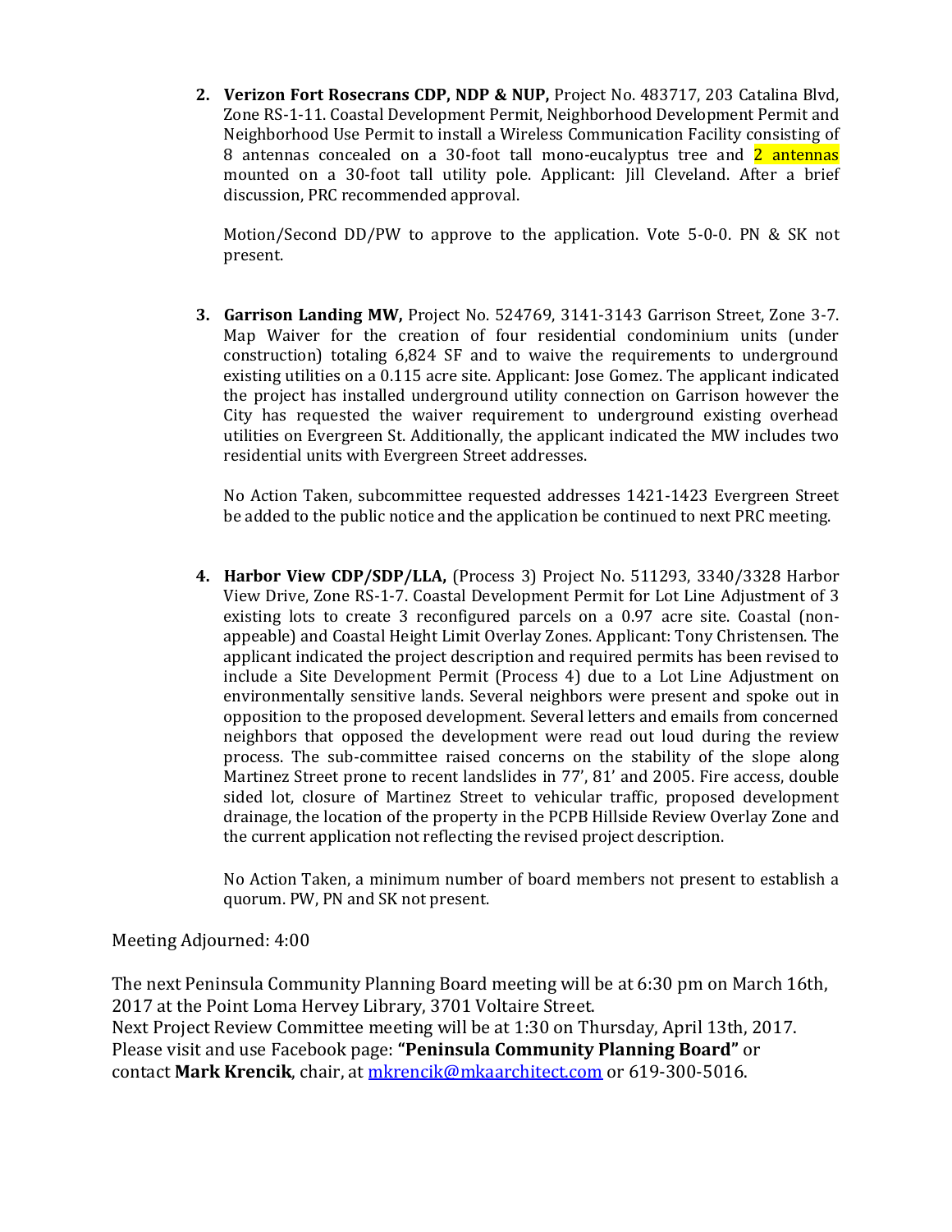2. **Verizon Fort Rosecrans CDP, NDP & NUP,** Project No. 483717, 203 Catalina Blvd, Zone RS-1-11. Coastal Development Permit, Neighborhood Development Permit and Neighborhood Use Permit to install a Wireless Communication Facility consisting of 8 antennas concealed on a 30-foot tall mono-eucalyptus tree and 2 antennas mounted on a 30-foot tall utility pole. Applicant: Jill Cleveland. After a brief discussion, PRC recommended approval.

   Motion/Second DD/PW to approve to the application. Vote 5-0-0. PN & SK not present.

3. **Garrison Landing MW,** Project No. 524769, 3141-3143 Garrison Street, Zone 3-7. Map Waiver for the creation of four residential condominium units (under construction) totaling 6,824 SF and to waive the requirements to underground existing utilities on a 0.115 acre site. Applicant: Jose Gomez. The applicant indicated the project has installed underground utility connection on Garrison however the City has requested the waiver requirement to underground existing overhead utilities on Evergreen St. Additionally, the applicant indicated the MW includes two residential units with Evergreen Street addresses.

   No Action Taken, subcommittee requested addresses 1421-1423 Evergreen Street be added to the public notice and the application be continued to next PRC meeting.

4. **Harbor View CDP/SDP/LLA,** (Process 3) Project No. 511293, 3340/3328 Harbor View Drive, Zone RS-1-7. Coastal Development Permit for Lot Line Adjustment of 3 existing lots to create 3 reconfigured parcels on a 0.97 acre site. Coastal (non-appeable) and Coastal Height Limit Overlay Zones. Applicant: Tony Christensen. The applicant indicated the project description and required permits has been revised to include a Site Development Permit (Process 4) due to a Lot Line Adjustment on environmentally sensitive lands. Several neighbors were present and spoke out in opposition to the proposed development. Several letters and emails from concerned neighbors that opposed the development were read out loud during the review process. The sub-committee raised concerns on the stability of the slope along Martinez Street prone to recent landslides in 77', 81' and 2005. Fire access, double sided lot, closure of Martinez Street to vehicular traffic, proposed development drainage, the location of the property in the PCPB Hillside Review Overlay Zone and the current application not reflecting the revised project description.

   No Action Taken, a minimum number of board members not present to establish a quorum. PW, PN and SK not present.

Meeting Adjourned: 4:00

The next Peninsula Community Planning Board meeting will be at 6:30 pm on March 16th, 2017 at the Point Loma Hervey Library, 3701 Voltaire Street.
Next Project Review Committee meeting will be at 1:30 on Thursday, April 13th, 2017.
Please visit and use Facebook page: **"Peninsula Community Planning Board"** or contact **Mark Krencik**, chair, at mkrencik@mkaarchitect.com or 619-300-5016.